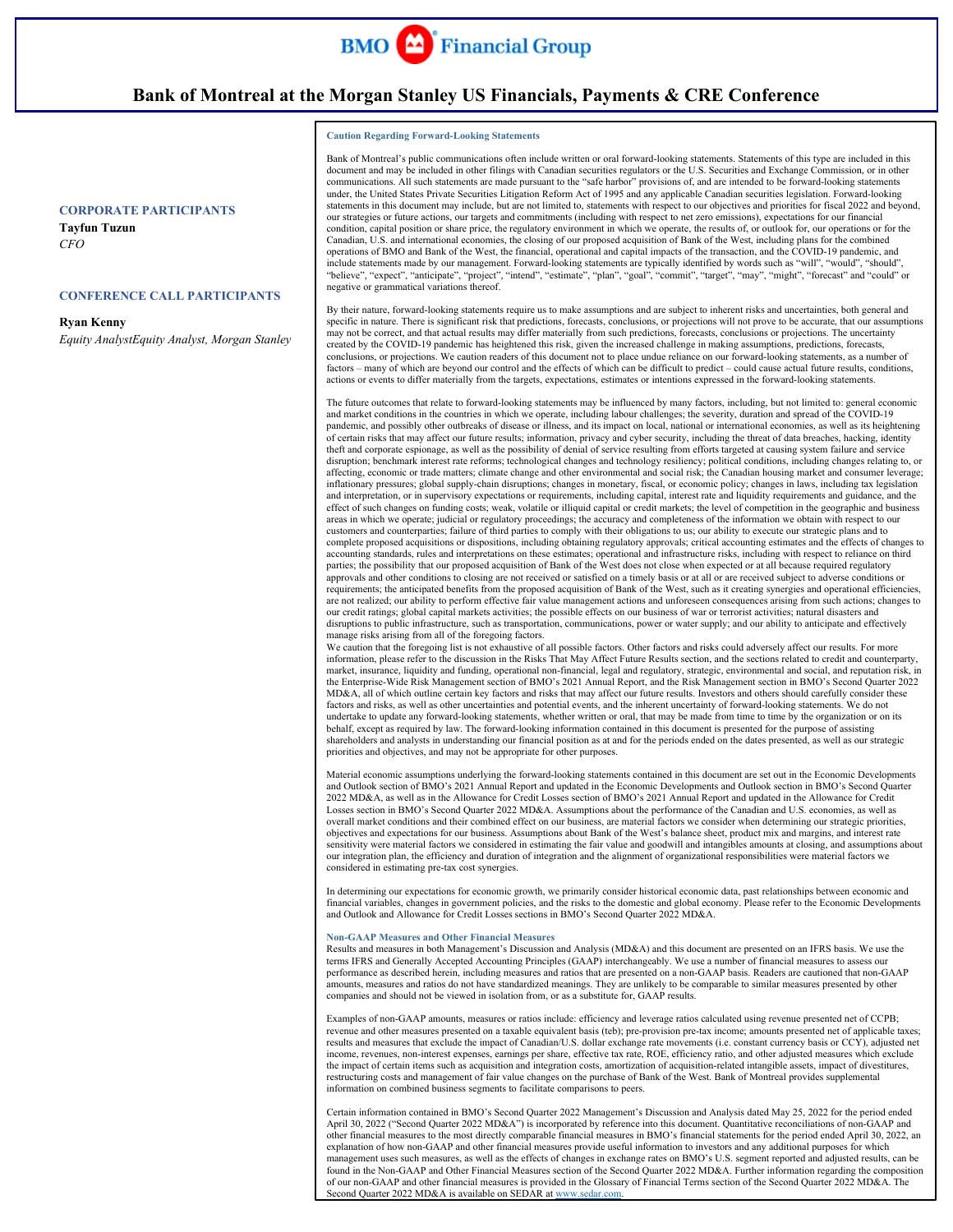BMO Financial Group

# Bank of Montreal at the Morgan Stanley US Financials, Payments & CRE Conference

**CORPORATE PARTICIPANTS**

**Tayfun Tuzun**
*CFO*

**CONFERENCE CALL PARTICIPANTS**

**Ryan Kenny**
*Equity AnalystEquity Analyst, Morgan Stanley*

### Caution Regarding Forward-Looking Statements

Bank of Montreal's public communications often include written or oral forward-looking statements. Statements of this type are included in this document and may be included in other filings with Canadian securities regulators or the U.S. Securities and Exchange Commission, or in other communications. All such statements are made pursuant to the "safe harbor" provisions of, and are intended to be forward-looking statements under, the United States Private Securities Litigation Reform Act of 1995 and any applicable Canadian securities legislation. Forward-looking statements in this document may include, but are not limited to, statements with respect to our objectives and priorities for fiscal 2022 and beyond, our strategies or future actions, our targets and commitments (including with respect to net zero emissions), expectations for our financial condition, capital position or share price, the regulatory environment in which we operate, the results of, or outlook for, our operations or for the Canadian, U.S. and international economies, the closing of our proposed acquisition of Bank of the West, including plans for the combined operations of BMO and Bank of the West, the financial, operational and capital impacts of the transaction, and the COVID-19 pandemic, and include statements made by our management. Forward-looking statements are typically identified by words such as "will", "would", "should", "believe", "expect", "anticipate", "project", "intend", "estimate", "plan", "goal", "commit", "target", "may", "might", "forecast" and "could" or negative or grammatical variations thereof.

By their nature, forward-looking statements require us to make assumptions and are subject to inherent risks and uncertainties, both general and specific in nature. There is significant risk that predictions, forecasts, conclusions, or projections will not prove to be accurate, that our assumptions may not be correct, and that actual results may differ materially from such predictions, forecasts, conclusions or projections. The uncertainty created by the COVID-19 pandemic has heightened this risk, given the increased challenge in making assumptions, predictions, forecasts, conclusions, or projections. We caution readers of this document not to place undue reliance on our forward-looking statements, as a number of factors – many of which are beyond our control and the effects of which can be difficult to predict – could cause actual future results, conditions, actions or events to differ materially from the targets, expectations, estimates or intentions expressed in the forward-looking statements.

The future outcomes that relate to forward-looking statements may be influenced by many factors, including, but not limited to: general economic and market conditions in the countries in which we operate, including labour challenges; the severity, duration and spread of the COVID-19 pandemic, and possibly other outbreaks of disease or illness, and its impact on local, national or international economies, as well as its heightening of certain risks that may affect our future results; information, privacy and cyber security, including the threat of data breaches, hacking, identity theft and corporate espionage, as well as the possibility of denial of service resulting from efforts targeted at causing system failure and service disruption; benchmark interest rate reforms; technological changes and technology resiliency; political conditions, including changes relating to, or affecting, economic or trade matters; climate change and other environmental and social risk; the Canadian housing market and consumer leverage; inflationary pressures; global supply-chain disruptions; changes in monetary, fiscal, or economic policy; changes in laws, including tax legislation and interpretation, or in supervisory expectations or requirements, including capital, interest rate and liquidity requirements and guidance, and the effect of such changes on funding costs; weak, volatile or illiquid capital or credit markets; the level of competition in the geographic and business areas in which we operate; judicial or regulatory proceedings; the accuracy and completeness of the information we obtain with respect to our customers and counterparties; failure of third parties to comply with their obligations to us; our ability to execute our strategic plans and to complete proposed acquisitions or dispositions, including obtaining regulatory approvals; critical accounting estimates and the effects of changes to accounting standards, rules and interpretations on these estimates; operational and infrastructure risks, including with respect to reliance on third parties; the possibility that our proposed acquisition of Bank of the West does not close when expected or at all because required regulatory approvals and other conditions to closing are not received or satisfied on a timely basis or at all or are received subject to adverse conditions or requirements; the anticipated benefits from the proposed acquisition of Bank of the West, such as it creating synergies and operational efficiencies, are not realized; our ability to perform effective fair value management actions and unforeseen consequences arising from such actions; changes to our credit ratings; global capital markets activities; the possible effects on our business of war or terrorist activities; natural disasters and disruptions to public infrastructure, such as transportation, communications, power or water supply; and our ability to anticipate and effectively manage risks arising from all of the foregoing factors.

We caution that the foregoing list is not exhaustive of all possible factors. Other factors and risks could adversely affect our results. For more information, please refer to the discussion in the Risks That May Affect Future Results section, and the sections related to credit and counterparty, market, insurance, liquidity and funding, operational non-financial, legal and regulatory, strategic, environmental and social, and reputation risk, in the Enterprise-Wide Risk Management section of BMO's 2021 Annual Report, and the Risk Management section in BMO's Second Quarter 2022 MD&A, all of which outline certain key factors and risks that may affect our future results. Investors and others should carefully consider these factors and risks, as well as other uncertainties and potential events, and the inherent uncertainty of forward-looking statements. We do not undertake to update any forward-looking statements, whether written or oral, that may be made from time to time by the organization or on its behalf, except as required by law. The forward-looking information contained in this document is presented for the purpose of assisting shareholders and analysts in understanding our financial position as at and for the periods ended on the dates presented, as well as our strategic priorities and objectives, and may not be appropriate for other purposes.

Material economic assumptions underlying the forward-looking statements contained in this document are set out in the Economic Developments and Outlook section of BMO's 2021 Annual Report and updated in the Economic Developments and Outlook section in BMO's Second Quarter 2022 MD&A, as well as in the Allowance for Credit Losses section of BMO's 2021 Annual Report and updated in the Allowance for Credit Losses section in BMO's Second Quarter 2022 MD&A. Assumptions about the performance of the Canadian and U.S. economies, as well as overall market conditions and their combined effect on our business, are material factors we consider when determining our strategic priorities, objectives and expectations for our business. Assumptions about Bank of the West's balance sheet, product mix and margins, and interest rate sensitivity were material factors we considered in estimating the fair value and goodwill and intangibles amounts at closing, and assumptions about our integration plan, the efficiency and duration of integration and the alignment of organizational responsibilities were material factors we considered in estimating pre-tax cost synergies.

In determining our expectations for economic growth, we primarily consider historical economic data, past relationships between economic and financial variables, changes in government policies, and the risks to the domestic and global economy. Please refer to the Economic Developments and Outlook and Allowance for Credit Losses sections in BMO's Second Quarter 2022 MD&A.

### Non-GAAP Measures and Other Financial Measures

Results and measures in both Management's Discussion and Analysis (MD&A) and this document are presented on an IFRS basis. We use the terms IFRS and Generally Accepted Accounting Principles (GAAP) interchangeably. We use a number of financial measures to assess our performance as described herein, including measures and ratios that are presented on a non-GAAP basis. Readers are cautioned that non-GAAP amounts, measures and ratios do not have standardized meanings. They are unlikely to be comparable to similar measures presented by other companies and should not be viewed in isolation from, or as a substitute for, GAAP results.

Examples of non-GAAP amounts, measures or ratios include: efficiency and leverage ratios calculated using revenue presented net of CCPB; revenue and other measures presented on a taxable equivalent basis (teb); pre-provision pre-tax income; amounts presented net of applicable taxes; results and measures that exclude the impact of Canadian/U.S. dollar exchange rate movements (i.e. constant currency basis or CCY), adjusted net income, revenues, non-interest expenses, earnings per share, effective tax rate, ROE, efficiency ratio, and other adjusted measures which exclude the impact of certain items such as acquisition and integration costs, amortization of acquisition-related intangible assets, impact of divestitures, restructuring costs and management of fair value changes on the purchase of Bank of the West. Bank of Montreal provides supplemental information on combined business segments to facilitate comparisons to peers.

Certain information contained in BMO's Second Quarter 2022 Management's Discussion and Analysis dated May 25, 2022 for the period ended April 30, 2022 ("Second Quarter 2022 MD&A") is incorporated by reference into this document. Quantitative reconciliations of non-GAAP and other financial measures to the most directly comparable financial measures in BMO's financial statements for the period ended April 30, 2022, an explanation of how non-GAAP and other financial measures provide useful information to investors and any additional purposes for which management uses such measures, as well as the effects of changes in exchange rates on BMO's U.S. segment reported and adjusted results, can be found in the Non-GAAP and Other Financial Measures section of the Second Quarter 2022 MD&A. Further information regarding the composition of our non-GAAP and other financial measures is provided in the Glossary of Financial Terms section of the Second Quarter 2022 MD&A. The Second Quarter 2022 MD&A is available on SEDAR at www.sedar.com.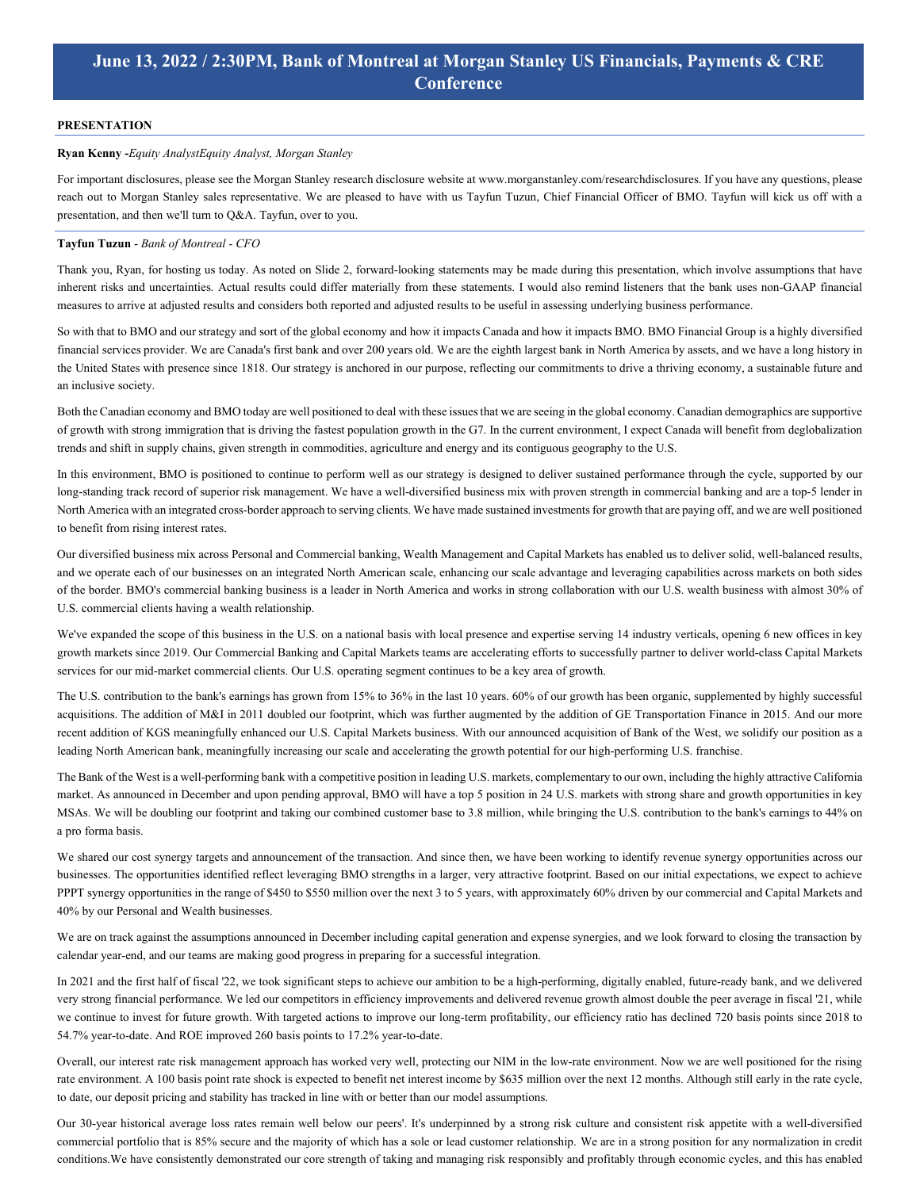# June 13, 2022 / 2:30PM, Bank of Montreal at Morgan Stanley US Financials, Payments & CRE Conference

**PRESENTATION**

**Ryan Kenny** -*Equity AnalystEquity Analyst, Morgan Stanley*

For important disclosures, please see the Morgan Stanley research disclosure website at www.morganstanley.com/researchdisclosures. If you have any questions, please reach out to Morgan Stanley sales representative. We are pleased to have with us Tayfun Tuzun, Chief Financial Officer of BMO. Tayfun will kick us off with a presentation, and then we'll turn to Q&A. Tayfun, over to you.

**Tayfun Tuzun** - *Bank of Montreal - CFO*

Thank you, Ryan, for hosting us today. As noted on Slide 2, forward-looking statements may be made during this presentation, which involve assumptions that have inherent risks and uncertainties. Actual results could differ materially from these statements. I would also remind listeners that the bank uses non-GAAP financial measures to arrive at adjusted results and considers both reported and adjusted results to be useful in assessing underlying business performance.

So with that to BMO and our strategy and sort of the global economy and how it impacts Canada and how it impacts BMO. BMO Financial Group is a highly diversified financial services provider. We are Canada's first bank and over 200 years old. We are the eighth largest bank in North America by assets, and we have a long history in the United States with presence since 1818. Our strategy is anchored in our purpose, reflecting our commitments to drive a thriving economy, a sustainable future and an inclusive society.

Both the Canadian economy and BMO today are well positioned to deal with these issues that we are seeing in the global economy. Canadian demographics are supportive of growth with strong immigration that is driving the fastest population growth in the G7. In the current environment, I expect Canada will benefit from deglobalization trends and shift in supply chains, given strength in commodities, agriculture and energy and its contiguous geography to the U.S.

In this environment, BMO is positioned to continue to perform well as our strategy is designed to deliver sustained performance through the cycle, supported by our long-standing track record of superior risk management. We have a well-diversified business mix with proven strength in commercial banking and are a top-5 lender in North America with an integrated cross-border approach to serving clients. We have made sustained investments for growth that are paying off, and we are well positioned to benefit from rising interest rates.

Our diversified business mix across Personal and Commercial banking, Wealth Management and Capital Markets has enabled us to deliver solid, well-balanced results, and we operate each of our businesses on an integrated North American scale, enhancing our scale advantage and leveraging capabilities across markets on both sides of the border. BMO's commercial banking business is a leader in North America and works in strong collaboration with our U.S. wealth business with almost 30% of U.S. commercial clients having a wealth relationship.

We've expanded the scope of this business in the U.S. on a national basis with local presence and expertise serving 14 industry verticals, opening 6 new offices in key growth markets since 2019. Our Commercial Banking and Capital Markets teams are accelerating efforts to successfully partner to deliver world-class Capital Markets services for our mid-market commercial clients. Our U.S. operating segment continues to be a key area of growth.

The U.S. contribution to the bank's earnings has grown from 15% to 36% in the last 10 years. 60% of our growth has been organic, supplemented by highly successful acquisitions. The addition of M&I in 2011 doubled our footprint, which was further augmented by the addition of GE Transportation Finance in 2015. And our more recent addition of KGS meaningfully enhanced our U.S. Capital Markets business. With our announced acquisition of Bank of the West, we solidify our position as a leading North American bank, meaningfully increasing our scale and accelerating the growth potential for our high-performing U.S. franchise.

The Bank of the West is a well-performing bank with a competitive position in leading U.S. markets, complementary to our own, including the highly attractive California market. As announced in December and upon pending approval, BMO will have a top 5 position in 24 U.S. markets with strong share and growth opportunities in key MSAs. We will be doubling our footprint and taking our combined customer base to 3.8 million, while bringing the U.S. contribution to the bank's earnings to 44% on a pro forma basis.

We shared our cost synergy targets and announcement of the transaction. And since then, we have been working to identify revenue synergy opportunities across our businesses. The opportunities identified reflect leveraging BMO strengths in a larger, very attractive footprint. Based on our initial expectations, we expect to achieve PPPT synergy opportunities in the range of $450 to $550 million over the next 3 to 5 years, with approximately 60% driven by our commercial and Capital Markets and 40% by our Personal and Wealth businesses.

We are on track against the assumptions announced in December including capital generation and expense synergies, and we look forward to closing the transaction by calendar year-end, and our teams are making good progress in preparing for a successful integration.

In 2021 and the first half of fiscal '22, we took significant steps to achieve our ambition to be a high-performing, digitally enabled, future-ready bank, and we delivered very strong financial performance. We led our competitors in efficiency improvements and delivered revenue growth almost double the peer average in fiscal '21, while we continue to invest for future growth. With targeted actions to improve our long-term profitability, our efficiency ratio has declined 720 basis points since 2018 to 54.7% year-to-date. And ROE improved 260 basis points to 17.2% year-to-date.

Overall, our interest rate risk management approach has worked very well, protecting our NIM in the low-rate environment. Now we are well positioned for the rising rate environment. A 100 basis point rate shock is expected to benefit net interest income by $635 million over the next 12 months. Although still early in the rate cycle, to date, our deposit pricing and stability has tracked in line with or better than our model assumptions.

Our 30-year historical average loss rates remain well below our peers'. It's underpinned by a strong risk culture and consistent risk appetite with a well-diversified commercial portfolio that is 85% secure and the majority of which has a sole or lead customer relationship. We are in a strong position for any normalization in credit conditions.We have consistently demonstrated our core strength of taking and managing risk responsibly and profitably through economic cycles, and this has enabled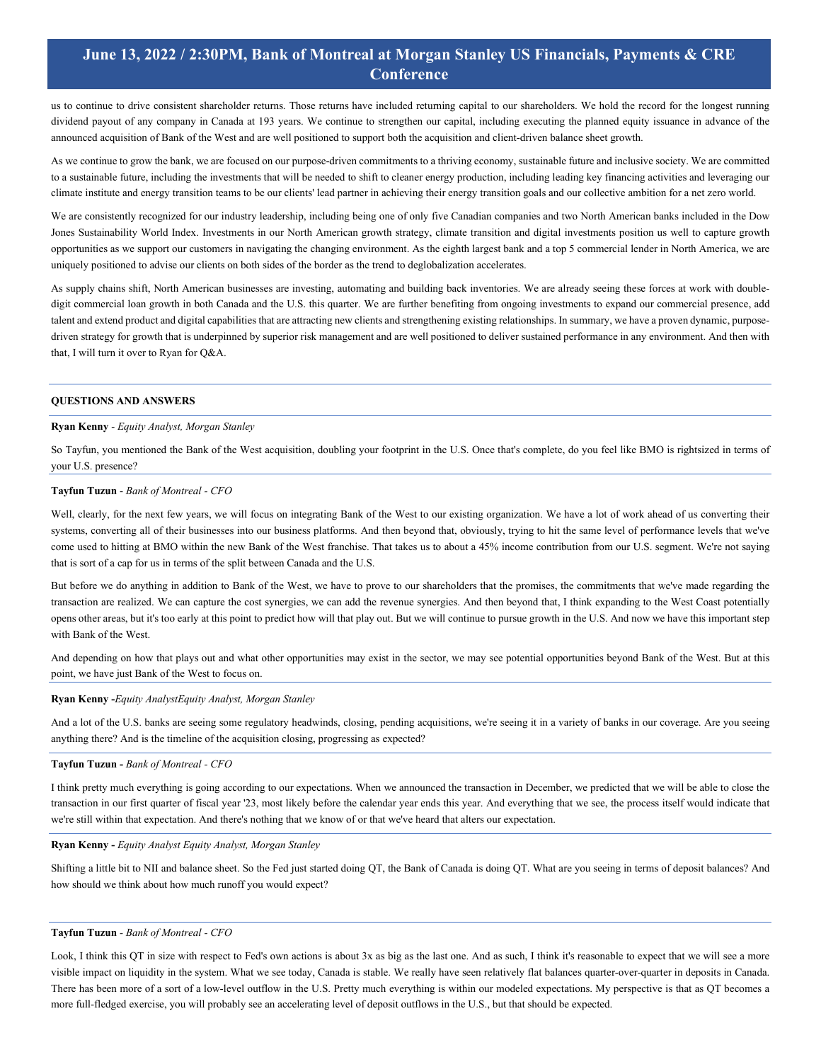us to continue to drive consistent shareholder returns. Those returns have included returning capital to our shareholders. We hold the record for the longest running dividend payout of any company in Canada at 193 years. We continue to strengthen our capital, including executing the planned equity issuance in advance of the announced acquisition of Bank of the West and are well positioned to support both the acquisition and client-driven balance sheet growth.

As we continue to grow the bank, we are focused on our purpose-driven commitments to a thriving economy, sustainable future and inclusive society. We are committed to a sustainable future, including the investments that will be needed to shift to cleaner energy production, including leading key financing activities and leveraging our climate institute and energy transition teams to be our clients' lead partner in achieving their energy transition goals and our collective ambition for a net zero world.

We are consistently recognized for our industry leadership, including being one of only five Canadian companies and two North American banks included in the Dow Jones Sustainability World Index. Investments in our North American growth strategy, climate transition and digital investments position us well to capture growth opportunities as we support our customers in navigating the changing environment. As the eighth largest bank and a top 5 commercial lender in North America, we are uniquely positioned to advise our clients on both sides of the border as the trend to deglobalization accelerates.

As supply chains shift, North American businesses are investing, automating and building back inventories. We are already seeing these forces at work with double-digit commercial loan growth in both Canada and the U.S. this quarter. We are further benefiting from ongoing investments to expand our commercial presence, add talent and extend product and digital capabilities that are attracting new clients and strengthening existing relationships. In summary, we have a proven dynamic, purpose-driven strategy for growth that is underpinned by superior risk management and are well positioned to deliver sustained performance in any environment. And then with that, I will turn it over to Ryan for Q&A.

## QUESTIONS AND ANSWERS

**Ryan Kenny** - *Equity Analyst, Morgan Stanley*

So Tayfun, you mentioned the Bank of the West acquisition, doubling your footprint in the U.S. Once that's complete, do you feel like BMO is rightsized in terms of your U.S. presence?

**Tayfun Tuzun** - *Bank of Montreal - CFO*

Well, clearly, for the next few years, we will focus on integrating Bank of the West to our existing organization. We have a lot of work ahead of us converting their systems, converting all of their businesses into our business platforms. And then beyond that, obviously, trying to hit the same level of performance levels that we've come used to hitting at BMO within the new Bank of the West franchise. That takes us to about a 45% income contribution from our U.S. segment. We're not saying that is sort of a cap for us in terms of the split between Canada and the U.S.

But before we do anything in addition to Bank of the West, we have to prove to our shareholders that the promises, the commitments that we've made regarding the transaction are realized. We can capture the cost synergies, we can add the revenue synergies. And then beyond that, I think expanding to the West Coast potentially opens other areas, but it's too early at this point to predict how will that play out. But we will continue to pursue growth in the U.S. And now we have this important step with Bank of the West.

And depending on how that plays out and what other opportunities may exist in the sector, we may see potential opportunities beyond Bank of the West. But at this point, we have just Bank of the West to focus on.

**Ryan Kenny** -*Equity AnalystEquity Analyst, Morgan Stanley*

And a lot of the U.S. banks are seeing some regulatory headwinds, closing, pending acquisitions, we're seeing it in a variety of banks in our coverage. Are you seeing anything there? And is the timeline of the acquisition closing, progressing as expected?

**Tayfun Tuzun** - *Bank of Montreal - CFO*

I think pretty much everything is going according to our expectations. When we announced the transaction in December, we predicted that we will be able to close the transaction in our first quarter of fiscal year '23, most likely before the calendar year ends this year. And everything that we see, the process itself would indicate that we're still within that expectation. And there's nothing that we know of or that we've heard that alters our expectation.

**Ryan Kenny** - *Equity Analyst Equity Analyst, Morgan Stanley*

Shifting a little bit to NII and balance sheet. So the Fed just started doing QT, the Bank of Canada is doing QT. What are you seeing in terms of deposit balances? And how should we think about how much runoff you would expect?

**Tayfun Tuzun** - *Bank of Montreal - CFO*

Look, I think this QT in size with respect to Fed's own actions is about 3x as big as the last one. And as such, I think it's reasonable to expect that we will see a more visible impact on liquidity in the system. What we see today, Canada is stable. We really have seen relatively flat balances quarter-over-quarter in deposits in Canada. There has been more of a sort of a low-level outflow in the U.S. Pretty much everything is within our modeled expectations. My perspective is that as QT becomes a more full-fledged exercise, you will probably see an accelerating level of deposit outflows in the U.S., but that should be expected.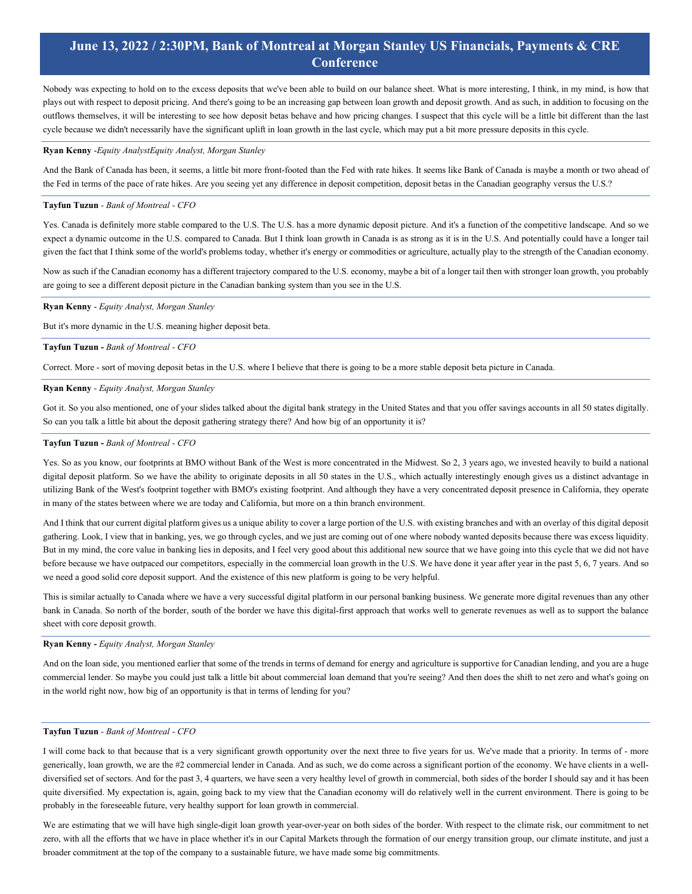Nobody was expecting to hold on to the excess deposits that we've been able to build on our balance sheet. What is more interesting, I think, in my mind, is how that plays out with respect to deposit pricing. And there's going to be an increasing gap between loan growth and deposit growth. And as such, in addition to focusing on the outflows themselves, it will be interesting to see how deposit betas behave and how pricing changes. I suspect that this cycle will be a little bit different than the last cycle because we didn't necessarily have the significant uplift in loan growth in the last cycle, which may put a bit more pressure deposits in this cycle.

**Ryan Kenny** -*Equity AnalystEquity Analyst, Morgan Stanley*

And the Bank of Canada has been, it seems, a little bit more front-footed than the Fed with rate hikes. It seems like Bank of Canada is maybe a month or two ahead of the Fed in terms of the pace of rate hikes. Are you seeing yet any difference in deposit competition, deposit betas in the Canadian geography versus the U.S.?

**Tayfun Tuzun** - *Bank of Montreal - CFO*

Yes. Canada is definitely more stable compared to the U.S. The U.S. has a more dynamic deposit picture. And it's a function of the competitive landscape. And so we expect a dynamic outcome in the U.S. compared to Canada. But I think loan growth in Canada is as strong as it is in the U.S. And potentially could have a longer tail given the fact that I think some of the world's problems today, whether it's energy or commodities or agriculture, actually play to the strength of the Canadian economy.

Now as such if the Canadian economy has a different trajectory compared to the U.S. economy, maybe a bit of a longer tail then with stronger loan growth, you probably are going to see a different deposit picture in the Canadian banking system than you see in the U.S.

**Ryan Kenny** - *Equity Analyst, Morgan Stanley*

But it's more dynamic in the U.S. meaning higher deposit beta.

**Tayfun Tuzun -** *Bank of Montreal - CFO*

Correct. More - sort of moving deposit betas in the U.S. where I believe that there is going to be a more stable deposit beta picture in Canada.

**Ryan Kenny** - *Equity Analyst, Morgan Stanley*

Got it. So you also mentioned, one of your slides talked about the digital bank strategy in the United States and that you offer savings accounts in all 50 states digitally. So can you talk a little bit about the deposit gathering strategy there? And how big of an opportunity it is?

**Tayfun Tuzun -** *Bank of Montreal - CFO*

Yes. So as you know, our footprints at BMO without Bank of the West is more concentrated in the Midwest. So 2, 3 years ago, we invested heavily to build a national digital deposit platform. So we have the ability to originate deposits in all 50 states in the U.S., which actually interestingly enough gives us a distinct advantage in utilizing Bank of the West's footprint together with BMO's existing footprint. And although they have a very concentrated deposit presence in California, they operate in many of the states between where we are today and California, but more on a thin branch environment.

And I think that our current digital platform gives us a unique ability to cover a large portion of the U.S. with existing branches and with an overlay of this digital deposit gathering. Look, I view that in banking, yes, we go through cycles, and we just are coming out of one where nobody wanted deposits because there was excess liquidity. But in my mind, the core value in banking lies in deposits, and I feel very good about this additional new source that we have going into this cycle that we did not have before because we have outpaced our competitors, especially in the commercial loan growth in the U.S. We have done it year after year in the past 5, 6, 7 years. And so we need a good solid core deposit support. And the existence of this new platform is going to be very helpful.

This is similar actually to Canada where we have a very successful digital platform in our personal banking business. We generate more digital revenues than any other bank in Canada. So north of the border, south of the border we have this digital-first approach that works well to generate revenues as well as to support the balance sheet with core deposit growth.

**Ryan Kenny -** *Equity Analyst, Morgan Stanley*

And on the loan side, you mentioned earlier that some of the trends in terms of demand for energy and agriculture is supportive for Canadian lending, and you are a huge commercial lender. So maybe you could just talk a little bit about commercial loan demand that you're seeing? And then does the shift to net zero and what's going on in the world right now, how big of an opportunity is that in terms of lending for you?

**Tayfun Tuzun** - *Bank of Montreal - CFO*

I will come back to that because that is a very significant growth opportunity over the next three to five years for us. We've made that a priority. In terms of - more generically, loan growth, we are the #2 commercial lender in Canada. And as such, we do come across a significant portion of the economy. We have clients in a well-diversified set of sectors. And for the past 3, 4 quarters, we have seen a very healthy level of growth in commercial, both sides of the border I should say and it has been quite diversified. My expectation is, again, going back to my view that the Canadian economy will do relatively well in the current environment. There is going to be probably in the foreseeable future, very healthy support for loan growth in commercial.

We are estimating that we will have high single-digit loan growth year-over-year on both sides of the border. With respect to the climate risk, our commitment to net zero, with all the efforts that we have in place whether it's in our Capital Markets through the formation of our energy transition group, our climate institute, and just a broader commitment at the top of the company to a sustainable future, we have made some big commitments.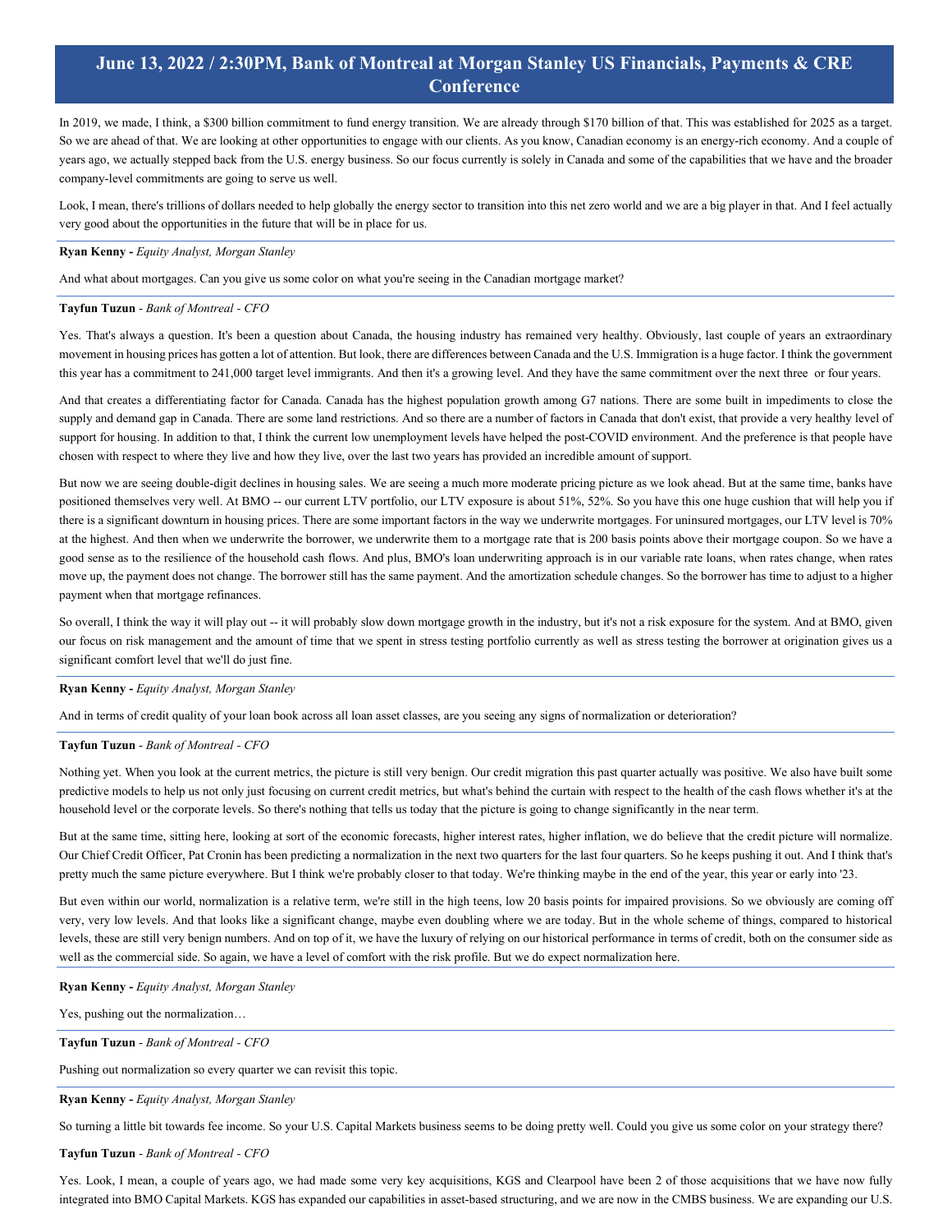In 2019, we made, I think, a $300 billion commitment to fund energy transition. We are already through $170 billion of that. This was established for 2025 as a target. So we are ahead of that. We are looking at other opportunities to engage with our clients. As you know, Canadian economy is an energy-rich economy. And a couple of years ago, we actually stepped back from the U.S. energy business. So our focus currently is solely in Canada and some of the capabilities that we have and the broader company-level commitments are going to serve us well.

Look, I mean, there's trillions of dollars needed to help globally the energy sector to transition into this net zero world and we are a big player in that. And I feel actually very good about the opportunities in the future that will be in place for us.

**Ryan Kenny -** *Equity Analyst, Morgan Stanley*

And what about mortgages. Can you give us some color on what you're seeing in the Canadian mortgage market?

**Tayfun Tuzun** - *Bank of Montreal - CFO*

Yes. That's always a question. It's been a question about Canada, the housing industry has remained very healthy. Obviously, last couple of years an extraordinary movement in housing prices has gotten a lot of attention. But look, there are differences between Canada and the U.S. Immigration is a huge factor. I think the government this year has a commitment to 241,000 target level immigrants. And then it's a growing level. And they have the same commitment over the next three or four years.

And that creates a differentiating factor for Canada. Canada has the highest population growth among G7 nations. There are some built in impediments to close the supply and demand gap in Canada. There are some land restrictions. And so there are a number of factors in Canada that don't exist, that provide a very healthy level of support for housing. In addition to that, I think the current low unemployment levels have helped the post-COVID environment. And the preference is that people have chosen with respect to where they live and how they live, over the last two years has provided an incredible amount of support.

But now we are seeing double-digit declines in housing sales. We are seeing a much more moderate pricing picture as we look ahead. But at the same time, banks have positioned themselves very well. At BMO -- our current LTV portfolio, our LTV exposure is about 51%, 52%. So you have this one huge cushion that will help you if there is a significant downturn in housing prices. There are some important factors in the way we underwrite mortgages. For uninsured mortgages, our LTV level is 70% at the highest. And then when we underwrite the borrower, we underwrite them to a mortgage rate that is 200 basis points above their mortgage coupon. So we have a good sense as to the resilience of the household cash flows. And plus, BMO's loan underwriting approach is in our variable rate loans, when rates change, when rates move up, the payment does not change. The borrower still has the same payment. And the amortization schedule changes. So the borrower has time to adjust to a higher payment when that mortgage refinances.

So overall, I think the way it will play out -- it will probably slow down mortgage growth in the industry, but it's not a risk exposure for the system. And at BMO, given our focus on risk management and the amount of time that we spent in stress testing portfolio currently as well as stress testing the borrower at origination gives us a significant comfort level that we'll do just fine.

**Ryan Kenny -** *Equity Analyst, Morgan Stanley*

And in terms of credit quality of your loan book across all loan asset classes, are you seeing any signs of normalization or deterioration?

**Tayfun Tuzun** - *Bank of Montreal - CFO*

Nothing yet. When you look at the current metrics, the picture is still very benign. Our credit migration this past quarter actually was positive. We also have built some predictive models to help us not only just focusing on current credit metrics, but what's behind the curtain with respect to the health of the cash flows whether it's at the household level or the corporate levels. So there's nothing that tells us today that the picture is going to change significantly in the near term.

But at the same time, sitting here, looking at sort of the economic forecasts, higher interest rates, higher inflation, we do believe that the credit picture will normalize. Our Chief Credit Officer, Pat Cronin has been predicting a normalization in the next two quarters for the last four quarters. So he keeps pushing it out. And I think that's pretty much the same picture everywhere. But I think we're probably closer to that today. We're thinking maybe in the end of the year, this year or early into '23.

But even within our world, normalization is a relative term, we're still in the high teens, low 20 basis points for impaired provisions. So we obviously are coming off very, very low levels. And that looks like a significant change, maybe even doubling where we are today. But in the whole scheme of things, compared to historical levels, these are still very benign numbers. And on top of it, we have the luxury of relying on our historical performance in terms of credit, both on the consumer side as well as the commercial side. So again, we have a level of comfort with the risk profile. But we do expect normalization here.

**Ryan Kenny -** *Equity Analyst, Morgan Stanley*

Yes, pushing out the normalization…

**Tayfun Tuzun** - *Bank of Montreal - CFO*

Pushing out normalization so every quarter we can revisit this topic.

**Ryan Kenny -** *Equity Analyst, Morgan Stanley*

So turning a little bit towards fee income. So your U.S. Capital Markets business seems to be doing pretty well. Could you give us some color on your strategy there?

**Tayfun Tuzun** - *Bank of Montreal - CFO*

Yes. Look, I mean, a couple of years ago, we had made some very key acquisitions, KGS and Clearpool have been 2 of those acquisitions that we have now fully integrated into BMO Capital Markets. KGS has expanded our capabilities in asset-based structuring, and we are now in the CMBS business. We are expanding our U.S.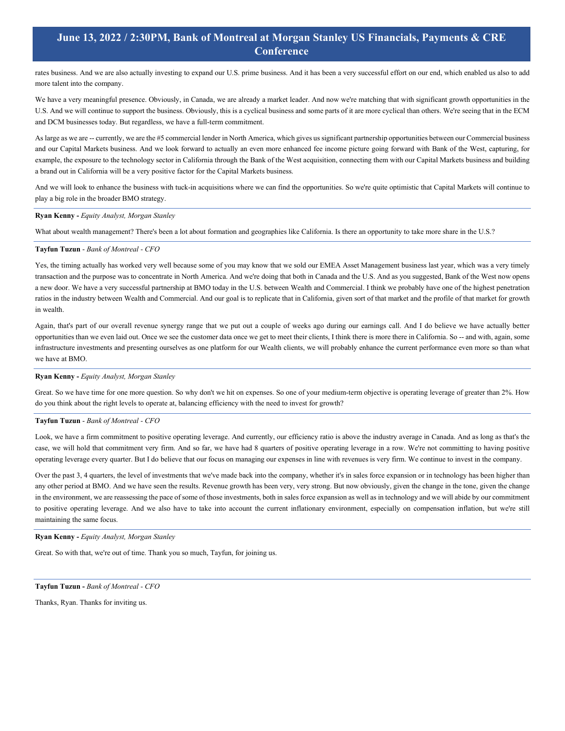rates business. And we are also actually investing to expand our U.S. prime business. And it has been a very successful effort on our end, which enabled us also to add more talent into the company.

We have a very meaningful presence. Obviously, in Canada, we are already a market leader. And now we're matching that with significant growth opportunities in the U.S. And we will continue to support the business. Obviously, this is a cyclical business and some parts of it are more cyclical than others. We're seeing that in the ECM and DCM businesses today. But regardless, we have a full-term commitment.

As large as we are -- currently, we are the #5 commercial lender in North America, which gives us significant partnership opportunities between our Commercial business and our Capital Markets business. And we look forward to actually an even more enhanced fee income picture going forward with Bank of the West, capturing, for example, the exposure to the technology sector in California through the Bank of the West acquisition, connecting them with our Capital Markets business and building a brand out in California will be a very positive factor for the Capital Markets business.

And we will look to enhance the business with tuck-in acquisitions where we can find the opportunities. So we're quite optimistic that Capital Markets will continue to play a big role in the broader BMO strategy.

**Ryan Kenny -** *Equity Analyst, Morgan Stanley*

What about wealth management? There's been a lot about formation and geographies like California. Is there an opportunity to take more share in the U.S.?

**Tayfun Tuzun** - *Bank of Montreal - CFO*

Yes, the timing actually has worked very well because some of you may know that we sold our EMEA Asset Management business last year, which was a very timely transaction and the purpose was to concentrate in North America. And we're doing that both in Canada and the U.S. And as you suggested, Bank of the West now opens a new door. We have a very successful partnership at BMO today in the U.S. between Wealth and Commercial. I think we probably have one of the highest penetration ratios in the industry between Wealth and Commercial. And our goal is to replicate that in California, given sort of that market and the profile of that market for growth in wealth.

Again, that's part of our overall revenue synergy range that we put out a couple of weeks ago during our earnings call. And I do believe we have actually better opportunities than we even laid out. Once we see the customer data once we get to meet their clients, I think there is more there in California. So -- and with, again, some infrastructure investments and presenting ourselves as one platform for our Wealth clients, we will probably enhance the current performance even more so than what we have at BMO.

**Ryan Kenny -** *Equity Analyst, Morgan Stanley*

Great. So we have time for one more question. So why don't we hit on expenses. So one of your medium-term objective is operating leverage of greater than 2%. How do you think about the right levels to operate at, balancing efficiency with the need to invest for growth?

**Tayfun Tuzun** - *Bank of Montreal - CFO*

Look, we have a firm commitment to positive operating leverage. And currently, our efficiency ratio is above the industry average in Canada. And as long as that's the case, we will hold that commitment very firm. And so far, we have had 8 quarters of positive operating leverage in a row. We're not committing to having positive operating leverage every quarter. But I do believe that our focus on managing our expenses in line with revenues is very firm. We continue to invest in the company.

Over the past 3, 4 quarters, the level of investments that we've made back into the company, whether it's in sales force expansion or in technology has been higher than any other period at BMO. And we have seen the results. Revenue growth has been very, very strong. But now obviously, given the change in the tone, given the change in the environment, we are reassessing the pace of some of those investments, both in sales force expansion as well as in technology and we will abide by our commitment to positive operating leverage. And we also have to take into account the current inflationary environment, especially on compensation inflation, but we're still maintaining the same focus.

**Ryan Kenny -** *Equity Analyst, Morgan Stanley*

Great. So with that, we're out of time. Thank you so much, Tayfun, for joining us.

**Tayfun Tuzun -** *Bank of Montreal - CFO*

Thanks, Ryan. Thanks for inviting us.